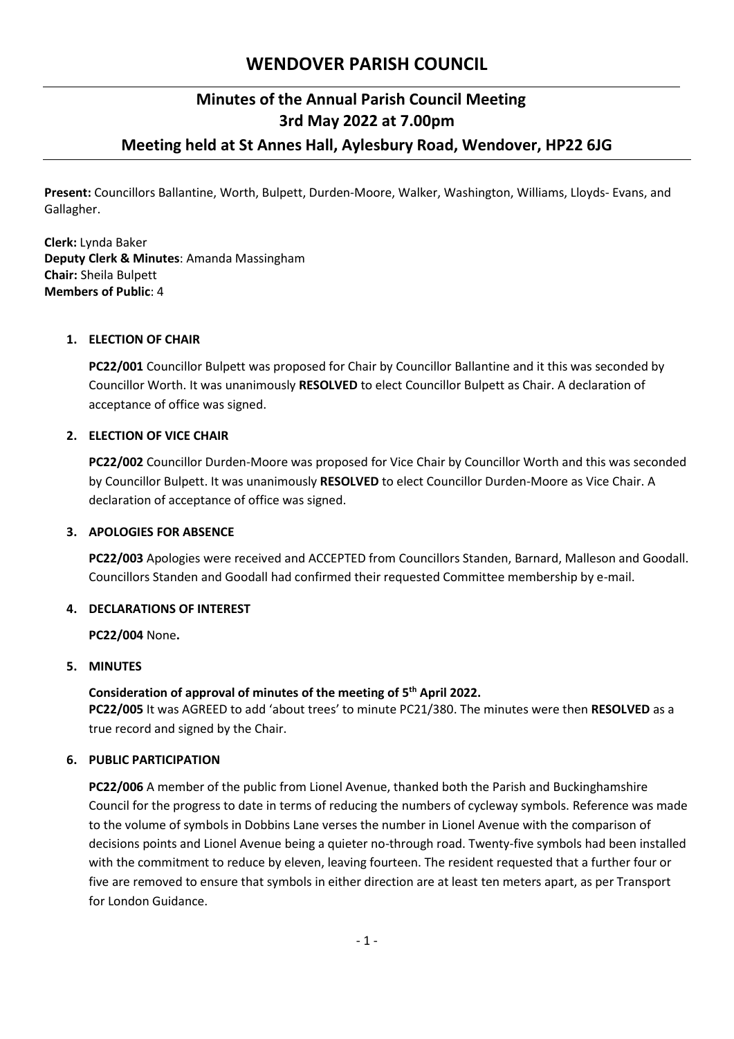# WENDOVER PARISH COUNCIL

## Minutes of the Annual Parish Council Meeting
## 3rd May 2022 at 7.00pm
## Meeting held at St Annes Hall, Aylesbury Road, Wendover, HP22 6JG

**Present:** Councillors Ballantine, Worth, Bulpett, Durden-Moore, Walker, Washington, Williams, Lloyds- Evans, and Gallagher.

**Clerk:** Lynda Baker
**Deputy Clerk & Minutes**: Amanda Massingham
**Chair:** Sheila Bulpett
**Members of Public**: 4

### 1. ELECTION OF CHAIR

**PC22/001** Councillor Bulpett was proposed for Chair by Councillor Ballantine and it this was seconded by Councillor Worth. It was unanimously **RESOLVED** to elect Councillor Bulpett as Chair. A declaration of acceptance of office was signed.

### 2. ELECTION OF VICE CHAIR

**PC22/002** Councillor Durden-Moore was proposed for Vice Chair by Councillor Worth and this was seconded by Councillor Bulpett. It was unanimously **RESOLVED** to elect Councillor Durden-Moore as Vice Chair. A declaration of acceptance of office was signed.

### 3. APOLOGIES FOR ABSENCE

**PC22/003** Apologies were received and ACCEPTED from Councillors Standen, Barnard, Malleson and Goodall. Councillors Standen and Goodall had confirmed their requested Committee membership by e-mail.

### 4. DECLARATIONS OF INTEREST

**PC22/004** None**.**

### 5. MINUTES

**Consideration of approval of minutes of the meeting of 5th April 2022.**
**PC22/005** It was AGREED to add 'about trees' to minute PC21/380. The minutes were then **RESOLVED** as a true record and signed by the Chair.

### 6. PUBLIC PARTICIPATION

**PC22/006** A member of the public from Lionel Avenue, thanked both the Parish and Buckinghamshire Council for the progress to date in terms of reducing the numbers of cycleway symbols. Reference was made to the volume of symbols in Dobbins Lane verses the number in Lionel Avenue with the comparison of decisions points and Lionel Avenue being a quieter no-through road. Twenty-five symbols had been installed with the commitment to reduce by eleven, leaving fourteen. The resident requested that a further four or five are removed to ensure that symbols in either direction are at least ten meters apart, as per Transport for London Guidance.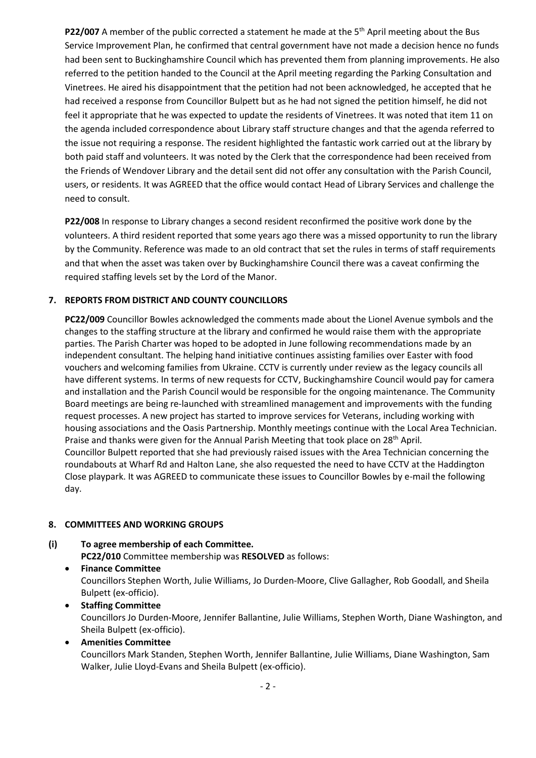**P22/007** A member of the public corrected a statement he made at the 5th April meeting about the Bus Service Improvement Plan, he confirmed that central government have not made a decision hence no funds had been sent to Buckinghamshire Council which has prevented them from planning improvements. He also referred to the petition handed to the Council at the April meeting regarding the Parking Consultation and Vinetrees. He aired his disappointment that the petition had not been acknowledged, he accepted that he had received a response from Councillor Bulpett but as he had not signed the petition himself, he did not feel it appropriate that he was expected to update the residents of Vinetrees. It was noted that item 11 on the agenda included correspondence about Library staff structure changes and that the agenda referred to the issue not requiring a response. The resident highlighted the fantastic work carried out at the library by both paid staff and volunteers. It was noted by the Clerk that the correspondence had been received from the Friends of Wendover Library and the detail sent did not offer any consultation with the Parish Council, users, or residents. It was AGREED that the office would contact Head of Library Services and challenge the need to consult.

**P22/008** In response to Library changes a second resident reconfirmed the positive work done by the volunteers. A third resident reported that some years ago there was a missed opportunity to run the library by the Community. Reference was made to an old contract that set the rules in terms of staff requirements and that when the asset was taken over by Buckinghamshire Council there was a caveat confirming the required staffing levels set by the Lord of the Manor.

## 7. REPORTS FROM DISTRICT AND COUNTY COUNCILLORS

**PC22/009** Councillor Bowles acknowledged the comments made about the Lionel Avenue symbols and the changes to the staffing structure at the library and confirmed he would raise them with the appropriate parties. The Parish Charter was hoped to be adopted in June following recommendations made by an independent consultant. The helping hand initiative continues assisting families over Easter with food vouchers and welcoming families from Ukraine. CCTV is currently under review as the legacy councils all have different systems. In terms of new requests for CCTV, Buckinghamshire Council would pay for camera and installation and the Parish Council would be responsible for the ongoing maintenance. The Community Board meetings are being re-launched with streamlined management and improvements with the funding request processes. A new project has started to improve services for Veterans, including working with housing associations and the Oasis Partnership. Monthly meetings continue with the Local Area Technician. Praise and thanks were given for the Annual Parish Meeting that took place on 28th April.
Councillor Bulpett reported that she had previously raised issues with the Area Technician concerning the roundabouts at Wharf Rd and Halton Lane, she also requested the need to have CCTV at the Haddington Close playpark. It was AGREED to communicate these issues to Councillor Bowles by e-mail the following day.

## 8. COMMITTEES AND WORKING GROUPS

**(i) To agree membership of each Committee.**

**PC22/010** Committee membership was **RESOLVED** as follows:

- **Finance Committee**
  Councillors Stephen Worth, Julie Williams, Jo Durden-Moore, Clive Gallagher, Rob Goodall, and Sheila Bulpett (ex-officio).
- **Staffing Committee**
  Councillors Jo Durden-Moore, Jennifer Ballantine, Julie Williams, Stephen Worth, Diane Washington, and Sheila Bulpett (ex-officio).
- **Amenities Committee**
  Councillors Mark Standen, Stephen Worth, Jennifer Ballantine, Julie Williams, Diane Washington, Sam Walker, Julie Lloyd-Evans and Sheila Bulpett (ex-officio).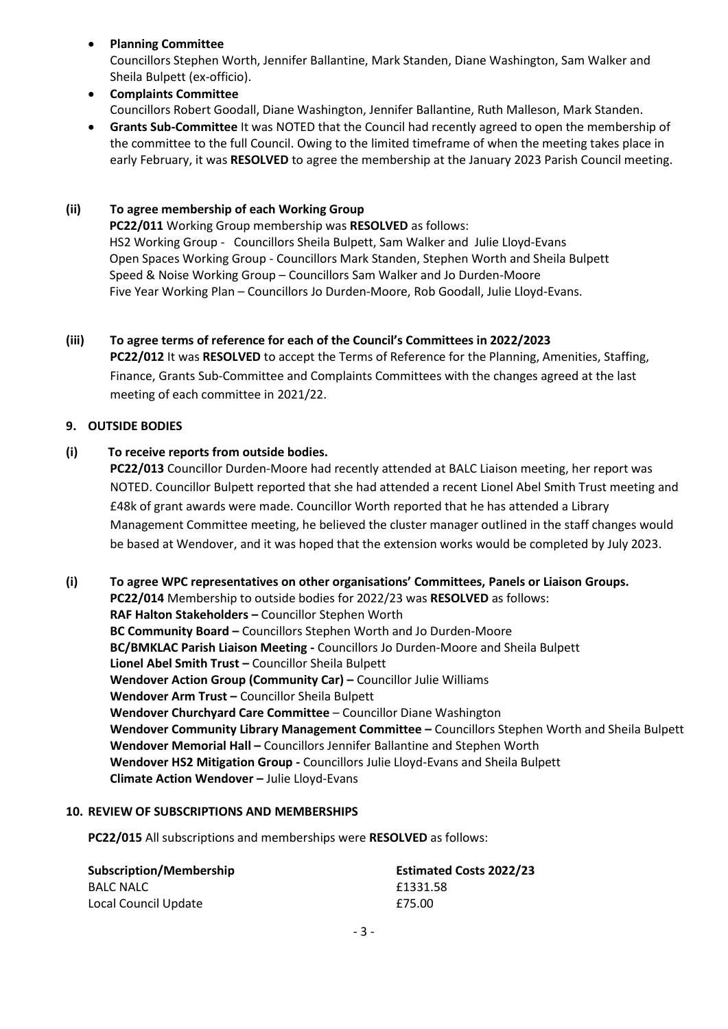- **Planning Committee**
  Councillors Stephen Worth, Jennifer Ballantine, Mark Standen, Diane Washington, Sam Walker and Sheila Bulpett (ex-officio).
- **Complaints Committee**
  Councillors Robert Goodall, Diane Washington, Jennifer Ballantine, Ruth Malleson, Mark Standen.
- **Grants Sub-Committee** It was NOTED that the Council had recently agreed to open the membership of the committee to the full Council. Owing to the limited timeframe of when the meeting takes place in early February, it was **RESOLVED** to agree the membership at the January 2023 Parish Council meeting.

**(ii) To agree membership of each Working Group**

**PC22/011** Working Group membership was **RESOLVED** as follows:
HS2 Working Group - Councillors Sheila Bulpett, Sam Walker and Julie Lloyd-Evans
Open Spaces Working Group - Councillors Mark Standen, Stephen Worth and Sheila Bulpett
Speed & Noise Working Group – Councillors Sam Walker and Jo Durden-Moore
Five Year Working Plan – Councillors Jo Durden-Moore, Rob Goodall, Julie Lloyd-Evans.

**(iii) To agree terms of reference for each of the Council's Committees in 2022/2023**

**PC22/012** It was **RESOLVED** to accept the Terms of Reference for the Planning, Amenities, Staffing, Finance, Grants Sub-Committee and Complaints Committees with the changes agreed at the last meeting of each committee in 2021/22.

**9. OUTSIDE BODIES**

**(i) To receive reports from outside bodies.**

**PC22/013** Councillor Durden-Moore had recently attended at BALC Liaison meeting, her report was NOTED. Councillor Bulpett reported that she had attended a recent Lionel Abel Smith Trust meeting and £48k of grant awards were made. Councillor Worth reported that he has attended a Library Management Committee meeting, he believed the cluster manager outlined in the staff changes would be based at Wendover, and it was hoped that the extension works would be completed by July 2023.

**(i) To agree WPC representatives on other organisations' Committees, Panels or Liaison Groups.**

**PC22/014** Membership to outside bodies for 2022/23 was **RESOLVED** as follows:
**RAF Halton Stakeholders –** Councillor Stephen Worth
**BC Community Board –** Councillors Stephen Worth and Jo Durden-Moore
**BC/BMKLAC Parish Liaison Meeting -** Councillors Jo Durden-Moore and Sheila Bulpett
**Lionel Abel Smith Trust –** Councillor Sheila Bulpett
**Wendover Action Group (Community Car) –** Councillor Julie Williams
**Wendover Arm Trust –** Councillor Sheila Bulpett
**Wendover Churchyard Care Committee** – Councillor Diane Washington
**Wendover Community Library Management Committee –** Councillors Stephen Worth and Sheila Bulpett
**Wendover Memorial Hall –** Councillors Jennifer Ballantine and Stephen Worth
**Wendover HS2 Mitigation Group -** Councillors Julie Lloyd-Evans and Sheila Bulpett
**Climate Action Wendover –** Julie Lloyd-Evans

**10. REVIEW OF SUBSCRIPTIONS AND MEMBERSHIPS**

**PC22/015** All subscriptions and memberships were **RESOLVED** as follows:

| Subscription/Membership | Estimated Costs 2022/23 |
|---|---|
| BALC NALC | £1331.58 |
| Local Council Update | £75.00 |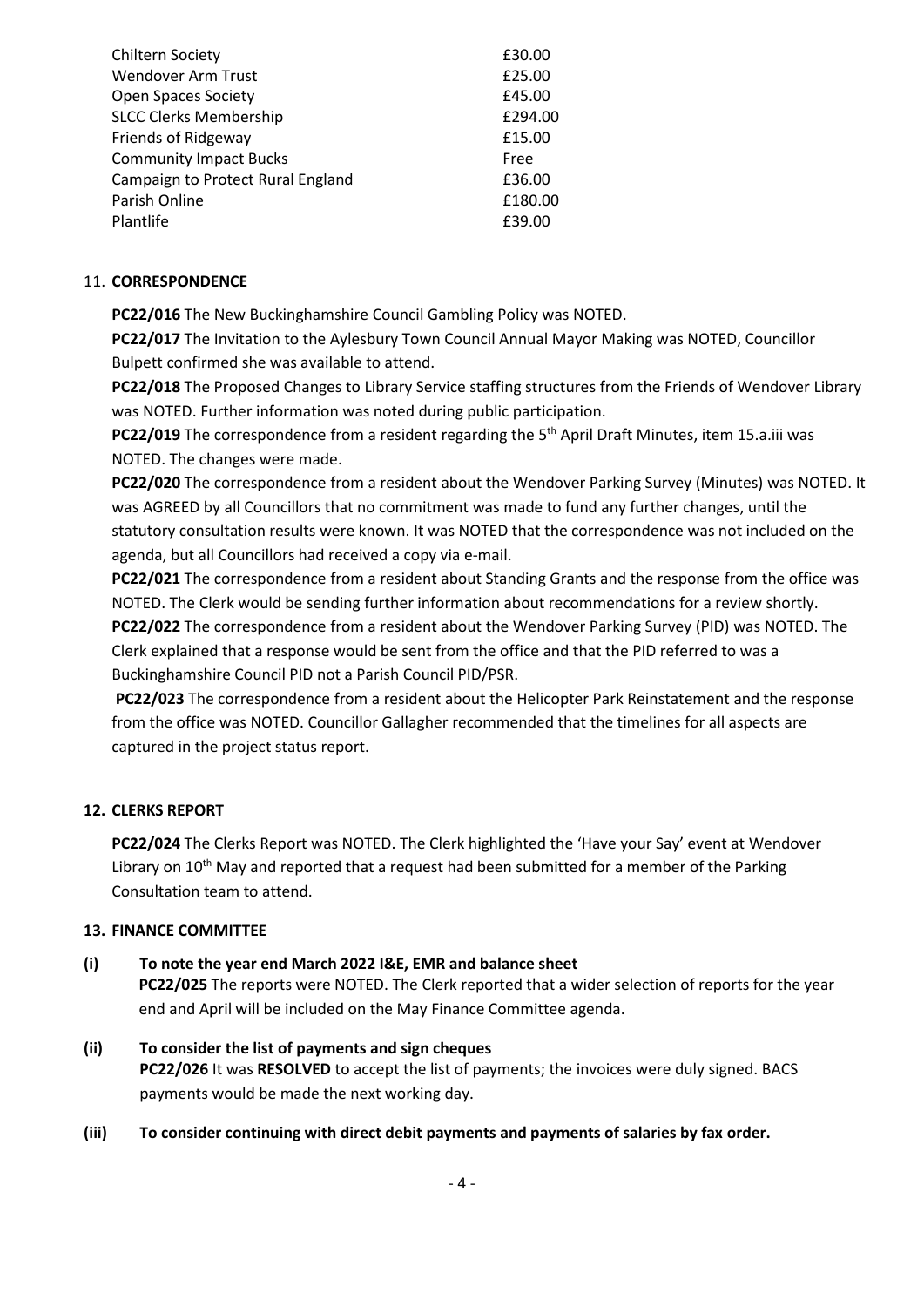| | |
|---|---|
| Chiltern Society | £30.00 |
| Wendover Arm Trust | £25.00 |
| Open Spaces Society | £45.00 |
| SLCC Clerks Membership | £294.00 |
| Friends of Ridgeway | £15.00 |
| Community Impact Bucks | Free |
| Campaign to Protect Rural England | £36.00 |
| Parish Online | £180.00 |
| Plantlife | £39.00 |

## 11. CORRESPONDENCE

**PC22/016** The New Buckinghamshire Council Gambling Policy was NOTED.

**PC22/017** The Invitation to the Aylesbury Town Council Annual Mayor Making was NOTED, Councillor Bulpett confirmed she was available to attend.

**PC22/018** The Proposed Changes to Library Service staffing structures from the Friends of Wendover Library was NOTED. Further information was noted during public participation.

**PC22/019** The correspondence from a resident regarding the 5th April Draft Minutes, item 15.a.iii was NOTED. The changes were made.

**PC22/020** The correspondence from a resident about the Wendover Parking Survey (Minutes) was NOTED. It was AGREED by all Councillors that no commitment was made to fund any further changes, until the statutory consultation results were known. It was NOTED that the correspondence was not included on the agenda, but all Councillors had received a copy via e-mail.

**PC22/021** The correspondence from a resident about Standing Grants and the response from the office was NOTED. The Clerk would be sending further information about recommendations for a review shortly.

**PC22/022** The correspondence from a resident about the Wendover Parking Survey (PID) was NOTED. The Clerk explained that a response would be sent from the office and that the PID referred to was a Buckinghamshire Council PID not a Parish Council PID/PSR.

**PC22/023** The correspondence from a resident about the Helicopter Park Reinstatement and the response from the office was NOTED. Councillor Gallagher recommended that the timelines for all aspects are captured in the project status report.

## 12. CLERKS REPORT

**PC22/024** The Clerks Report was NOTED. The Clerk highlighted the 'Have your Say' event at Wendover Library on 10th May and reported that a request had been submitted for a member of the Parking Consultation team to attend.

## 13. FINANCE COMMITTEE

**(i) To note the year end March 2022 I&E, EMR and balance sheet**

**PC22/025** The reports were NOTED. The Clerk reported that a wider selection of reports for the year end and April will be included on the May Finance Committee agenda.

**(ii) To consider the list of payments and sign cheques**

**PC22/026** It was **RESOLVED** to accept the list of payments; the invoices were duly signed. BACS payments would be made the next working day.

**(iii) To consider continuing with direct debit payments and payments of salaries by fax order.**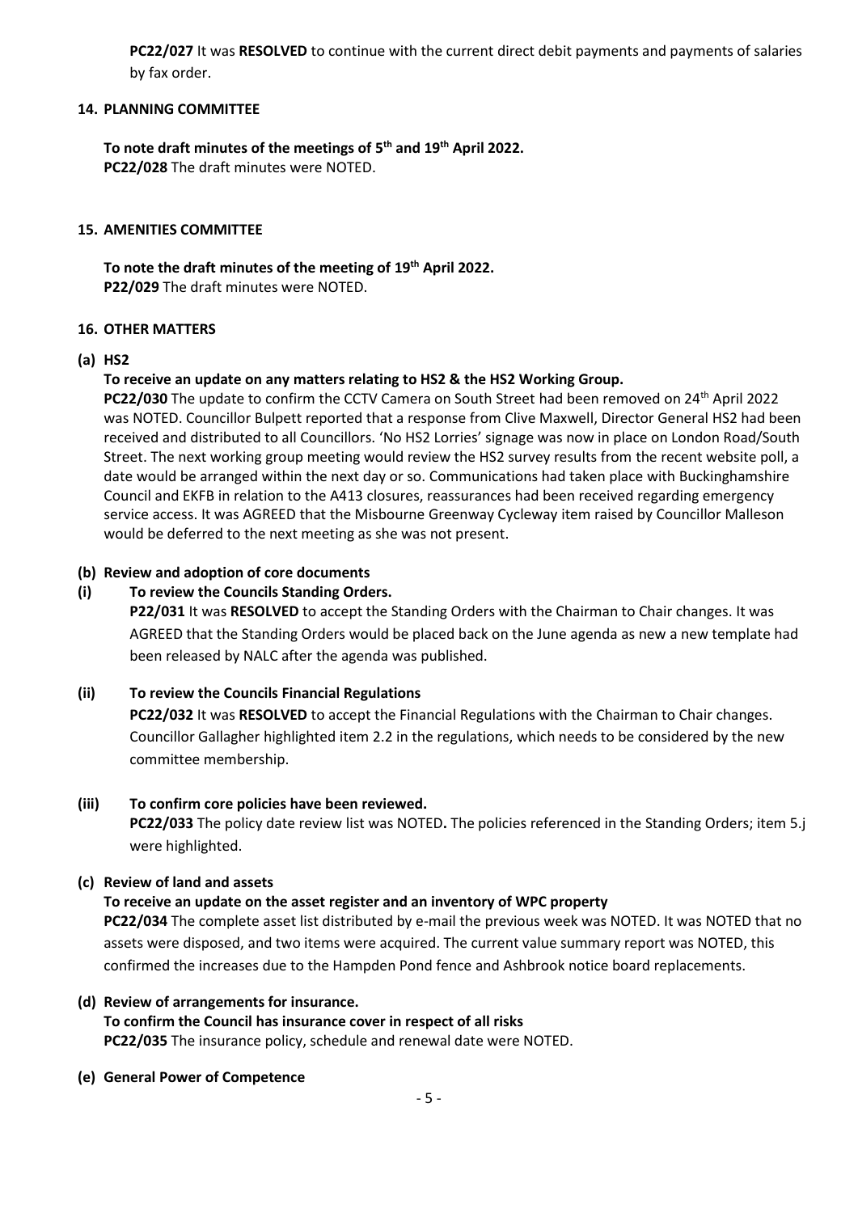**PC22/027** It was **RESOLVED** to continue with the current direct debit payments and payments of salaries by fax order.

**14. PLANNING COMMITTEE**

**To note draft minutes of the meetings of 5th and 19th April 2022.**
**PC22/028** The draft minutes were NOTED.

**15. AMENITIES COMMITTEE**

**To note the draft minutes of the meeting of 19th April 2022.**
**P22/029** The draft minutes were NOTED.

**16. OTHER MATTERS**

**(a) HS2**

**To receive an update on any matters relating to HS2 & the HS2 Working Group.**

**PC22/030** The update to confirm the CCTV Camera on South Street had been removed on 24th April 2022 was NOTED. Councillor Bulpett reported that a response from Clive Maxwell, Director General HS2 had been received and distributed to all Councillors. 'No HS2 Lorries' signage was now in place on London Road/South Street. The next working group meeting would review the HS2 survey results from the recent website poll, a date would be arranged within the next day or so. Communications had taken place with Buckinghamshire Council and EKFB in relation to the A413 closures, reassurances had been received regarding emergency service access. It was AGREED that the Misbourne Greenway Cycleway item raised by Councillor Malleson would be deferred to the next meeting as she was not present.

**(b) Review and adoption of core documents**

**(i) To review the Councils Standing Orders.**

**P22/031** It was **RESOLVED** to accept the Standing Orders with the Chairman to Chair changes. It was AGREED that the Standing Orders would be placed back on the June agenda as new a new template had been released by NALC after the agenda was published.

**(ii) To review the Councils Financial Regulations**

**PC22/032** It was **RESOLVED** to accept the Financial Regulations with the Chairman to Chair changes. Councillor Gallagher highlighted item 2.2 in the regulations, which needs to be considered by the new committee membership.

**(iii) To confirm core policies have been reviewed.**

**PC22/033** The policy date review list was NOTED**.** The policies referenced in the Standing Orders; item 5.j were highlighted.

**(c) Review of land and assets**

**To receive an update on the asset register and an inventory of WPC property**

**PC22/034** The complete asset list distributed by e-mail the previous week was NOTED. It was NOTED that no assets were disposed, and two items were acquired. The current value summary report was NOTED, this confirmed the increases due to the Hampden Pond fence and Ashbrook notice board replacements.

**(d) Review of arrangements for insurance.**

**To confirm the Council has insurance cover in respect of all risks**

**PC22/035** The insurance policy, schedule and renewal date were NOTED.

**(e) General Power of Competence**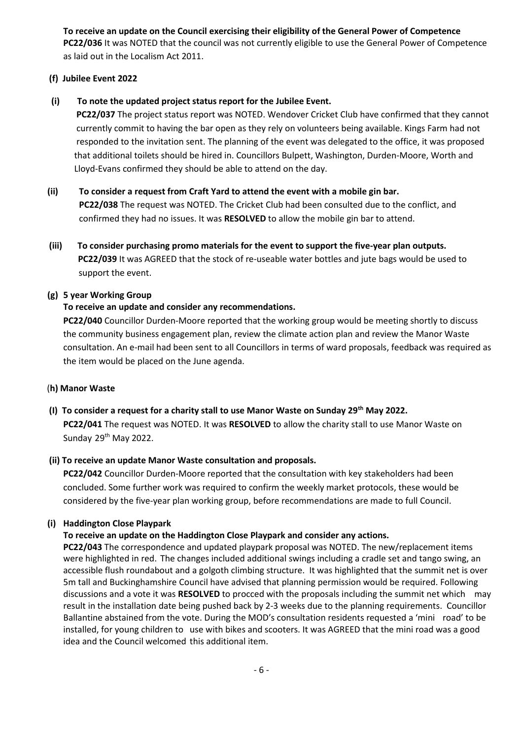**To receive an update on the Council exercising their eligibility of the General Power of Competence**

**PC22/036** It was NOTED that the council was not currently eligible to use the General Power of Competence as laid out in the Localism Act 2011.

**(f) Jubilee Event 2022**

**(i) To note the updated project status report for the Jubilee Event.**

**PC22/037** The project status report was NOTED. Wendover Cricket Club have confirmed that they cannot currently commit to having the bar open as they rely on volunteers being available. Kings Farm had not responded to the invitation sent. The planning of the event was delegated to the office, it was proposed that additional toilets should be hired in. Councillors Bulpett, Washington, Durden-Moore, Worth and Lloyd-Evans confirmed they should be able to attend on the day.

**(ii) To consider a request from Craft Yard to attend the event with a mobile gin bar.**

**PC22/038** The request was NOTED. The Cricket Club had been consulted due to the conflict, and confirmed they had no issues. It was **RESOLVED** to allow the mobile gin bar to attend.

**(iii) To consider purchasing promo materials for the event to support the five-year plan outputs.**

**PC22/039** It was AGREED that the stock of re-useable water bottles and jute bags would be used to support the event.

**(g) 5 year Working Group**

**To receive an update and consider any recommendations.**

**PC22/040** Councillor Durden-Moore reported that the working group would be meeting shortly to discuss the community business engagement plan, review the climate action plan and review the Manor Waste consultation. An e-mail had been sent to all Councillors in terms of ward proposals, feedback was required as the item would be placed on the June agenda.

**(h) Manor Waste**

**(I) To consider a request for a charity stall to use Manor Waste on Sunday 29th May 2022.**

**PC22/041** The request was NOTED. It was **RESOLVED** to allow the charity stall to use Manor Waste on Sunday 29th May 2022.

**(ii) To receive an update Manor Waste consultation and proposals.**

**PC22/042** Councillor Durden-Moore reported that the consultation with key stakeholders had been concluded. Some further work was required to confirm the weekly market protocols, these would be considered by the five-year plan working group, before recommendations are made to full Council.

**(i) Haddington Close Playpark**

**To receive an update on the Haddington Close Playpark and consider any actions.**

**PC22/043** The correspondence and updated playpark proposal was NOTED. The new/replacement items were highlighted in red. The changes included additional swings including a cradle set and tango swing, an accessible flush roundabout and a golgoth climbing structure. It was highlighted that the summit net is over 5m tall and Buckinghamshire Council have advised that planning permission would be required. Following discussions and a vote it was **RESOLVED** to procced with the proposals including the summit net which may result in the installation date being pushed back by 2-3 weeks due to the planning requirements. Councillor Ballantine abstained from the vote. During the MOD's consultation residents requested a 'mini road' to be installed, for young children to use with bikes and scooters. It was AGREED that the mini road was a good idea and the Council welcomed this additional item.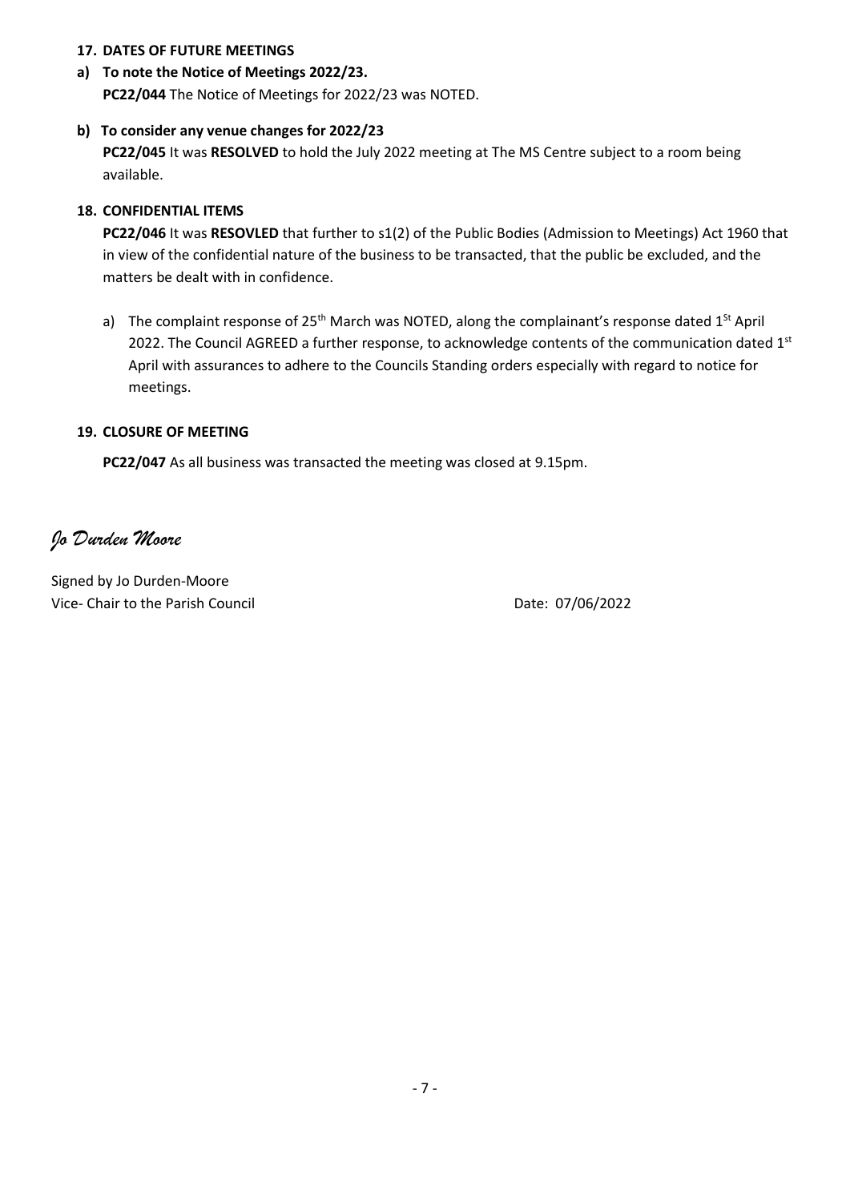**17. DATES OF FUTURE MEETINGS**

**a) To note the Notice of Meetings 2022/23.**

**PC22/044** The Notice of Meetings for 2022/23 was NOTED.

**b) To consider any venue changes for 2022/23**

**PC22/045** It was **RESOLVED** to hold the July 2022 meeting at The MS Centre subject to a room being available.

**18. CONFIDENTIAL ITEMS**

**PC22/046** It was **RESOVLED** that further to s1(2) of the Public Bodies (Admission to Meetings) Act 1960 that in view of the confidential nature of the business to be transacted, that the public be excluded, and the matters be dealt with in confidence.

a) The complaint response of 25th March was NOTED, along the complainant's response dated 1St April 2022. The Council AGREED a further response, to acknowledge contents of the communication dated 1st April with assurances to adhere to the Councils Standing orders especially with regard to notice for meetings.

**19. CLOSURE OF MEETING**

**PC22/047** As all business was transacted the meeting was closed at 9.15pm.

*Jo Durden Moore*

Signed by Jo Durden-Moore
Vice- Chair to the Parish Council

Date: 07/06/2022